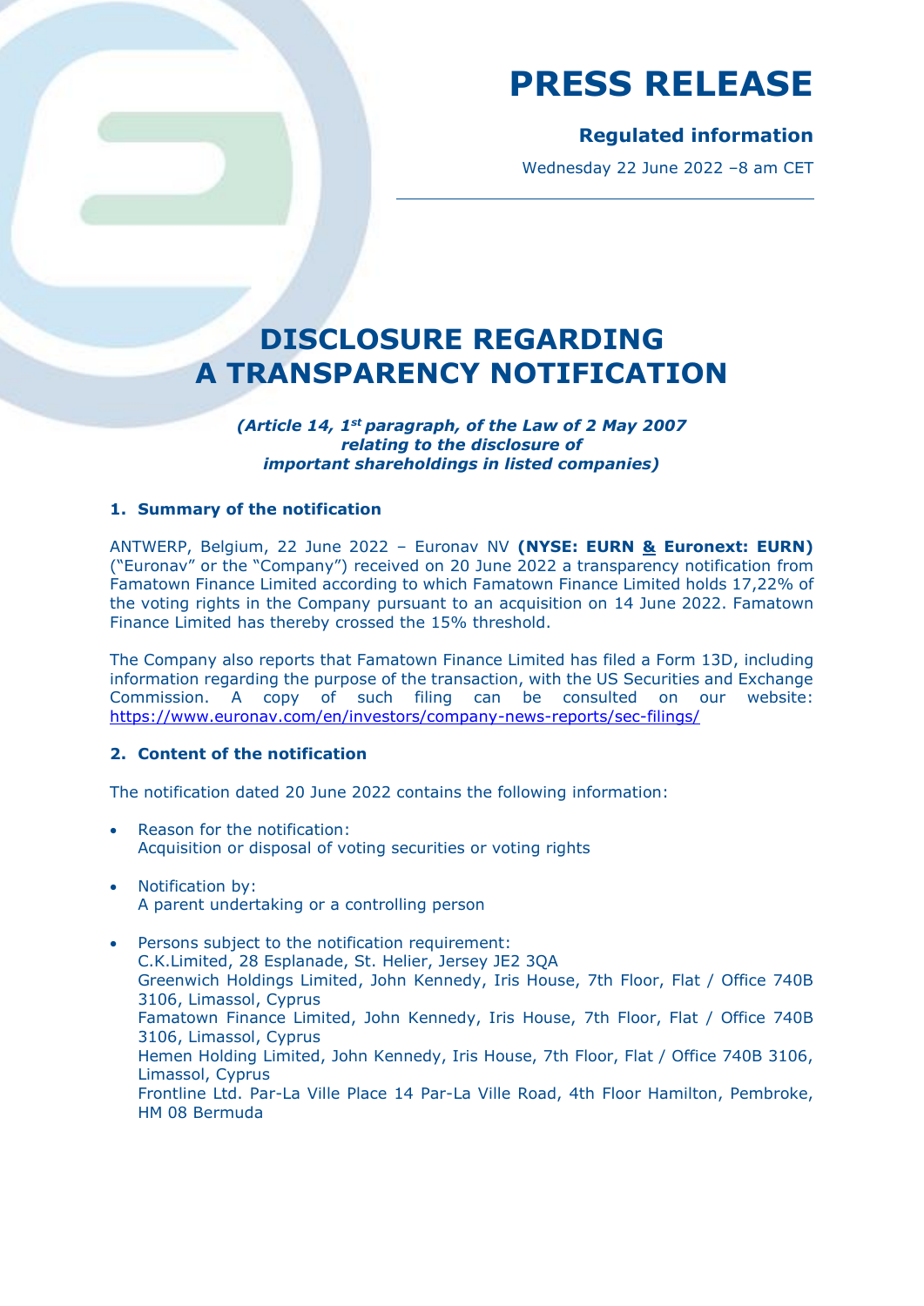# PRESS RELEASE

## Regulated information

Wednesday 22 June 2022 –8 am CET

# DISCLOSURE REGARDING A TRANSPARENCY NOTIFICATION

***(Article 14, 1st paragraph, of the Law of 2 May 2007 relating to the disclosure of important shareholdings in listed companies)***

### 1. Summary of the notification

ANTWERP, Belgium, 22 June 2022 – Euronav NV **(NYSE: EURN & Euronext: EURN)** ("Euronav" or the "Company") received on 20 June 2022 a transparency notification from Famatown Finance Limited according to which Famatown Finance Limited holds 17,22% of the voting rights in the Company pursuant to an acquisition on 14 June 2022. Famatown Finance Limited has thereby crossed the 15% threshold.

The Company also reports that Famatown Finance Limited has filed a Form 13D, including information regarding the purpose of the transaction, with the US Securities and Exchange Commission. A copy of such filing can be consulted on our website: https://www.euronav.com/en/investors/company-news-reports/sec-filings/

### 2. Content of the notification

The notification dated 20 June 2022 contains the following information:

- Reason for the notification:
  Acquisition or disposal of voting securities or voting rights
- Notification by:
  A parent undertaking or a controlling person
- Persons subject to the notification requirement:
  C.K.Limited, 28 Esplanade, St. Helier, Jersey JE2 3QA
  Greenwich Holdings Limited, John Kennedy, Iris House, 7th Floor, Flat / Office 740B 3106, Limassol, Cyprus
  Famatown Finance Limited, John Kennedy, Iris House, 7th Floor, Flat / Office 740B 3106, Limassol, Cyprus
  Hemen Holding Limited, John Kennedy, Iris House, 7th Floor, Flat / Office 740B 3106, Limassol, Cyprus
  Frontline Ltd. Par-La Ville Place 14 Par-La Ville Road, 4th Floor Hamilton, Pembroke, HM 08 Bermuda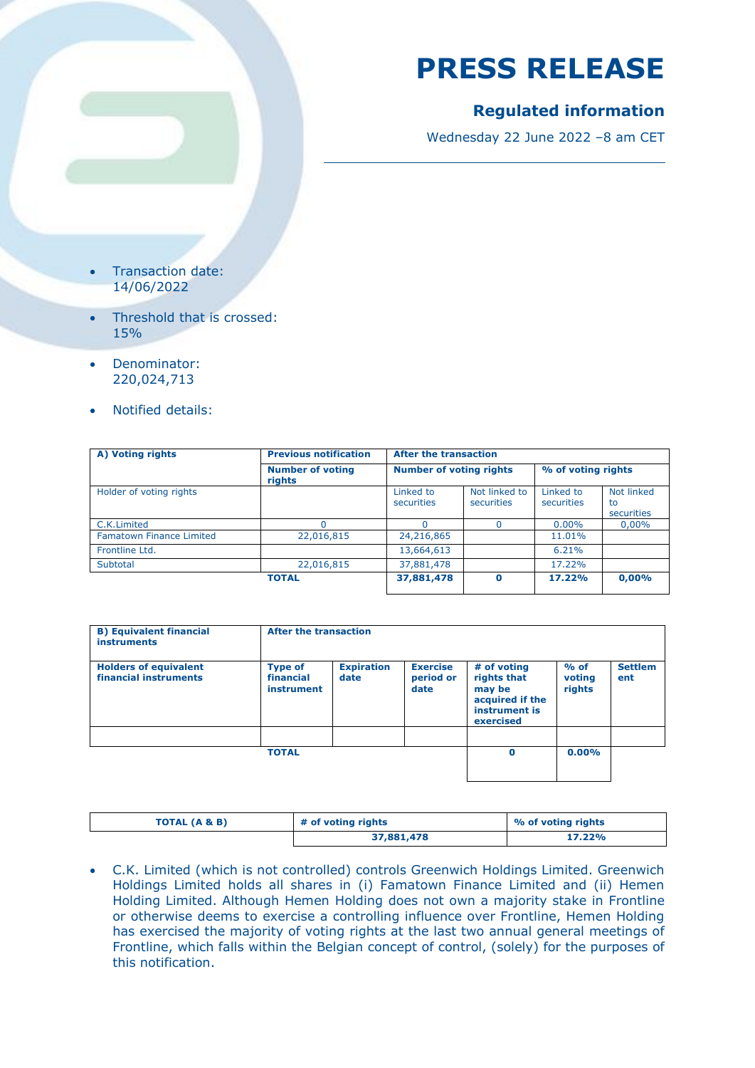# PRESS RELEASE

## Regulated information

Wednesday 22 June 2022 –8 am CET

- Transaction date: 14/06/2022
- Threshold that is crossed: 15%
- Denominator: 220,024,713
- Notified details:

| A) Voting rights | Previous notification | After the transaction | | | |
|---|---|---|---|---|---|
| | Number of voting rights | Number of voting rights | | % of voting rights | |
| Holder of voting rights | | Linked to securities | Not linked to securities | Linked to securities | Not linked to securities |
| C.K.Limited | 0 | 0 | 0 | 0.00% | 0,00% |
| Famatown Finance Limited | 22,016,815 | 24,216,865 | | 11.01% | |
| Frontline Ltd. | | 13,664,613 | | 6.21% | |
| Subtotal | 22,016,815 | 37,881,478 | | 17.22% | |
| | **TOTAL** | **37,881,478** | **0** | **17.22%** | **0,00%** |

| B) Equivalent financial instruments | After the transaction | | | | | |
|---|---|---|---|---|---|---|
| **Holders of equivalent financial instruments** | **Type of financial instrument** | **Expiration date** | **Exercise period or date** | **# of voting rights that may be acquired if the instrument is exercised** | **% of voting rights** | **Settlement** |
| | | | | | | |
| | **TOTAL** | | | **0** | **0.00%** | |

| TOTAL (A & B) | # of voting rights | % of voting rights |
|---|---|---|
| | **37,881,478** | **17.22%** |

- C.K. Limited (which is not controlled) controls Greenwich Holdings Limited. Greenwich Holdings Limited holds all shares in (i) Famatown Finance Limited and (ii) Hemen Holding Limited. Although Hemen Holding does not own a majority stake in Frontline or otherwise deems to exercise a controlling influence over Frontline, Hemen Holding has exercised the majority of voting rights at the last two annual general meetings of Frontline, which falls within the Belgian concept of control, (solely) for the purposes of this notification.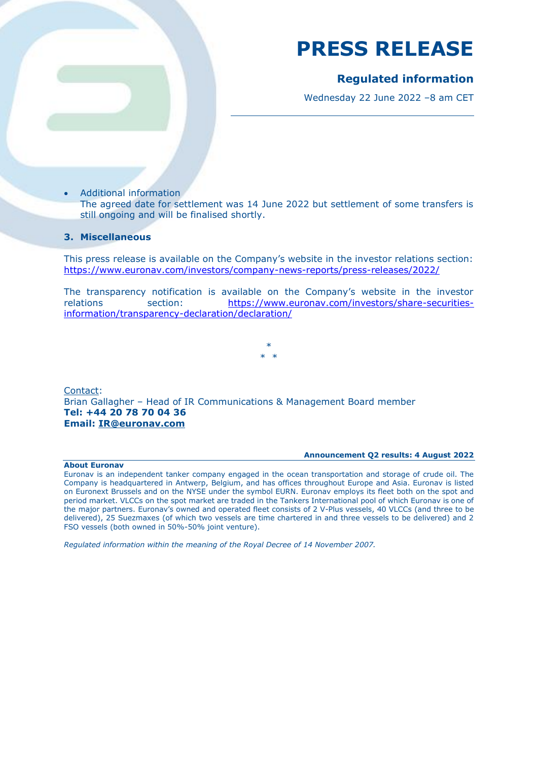# PRESS RELEASE

**Regulated information**

Wednesday 22 June 2022 –8 am CET

- Additional information
  The agreed date for settlement was 14 June 2022 but settlement of some transfers is still ongoing and will be finalised shortly.

## 3. Miscellaneous

This press release is available on the Company's website in the investor relations section: https://www.euronav.com/investors/company-news-reports/press-releases/2022/

The transparency notification is available on the Company's website in the investor relations section: https://www.euronav.com/investors/share-securities-information/transparency-declaration/declaration/

\*
\* \*

Contact:
Brian Gallagher – Head of IR Communications & Management Board member
**Tel: +44 20 78 70 04 36**
**Email: IR@euronav.com**

**Announcement Q2 results: 4 August 2022**

**About Euronav**
Euronav is an independent tanker company engaged in the ocean transportation and storage of crude oil. The Company is headquartered in Antwerp, Belgium, and has offices throughout Europe and Asia. Euronav is listed on Euronext Brussels and on the NYSE under the symbol EURN. Euronav employs its fleet both on the spot and period market. VLCCs on the spot market are traded in the Tankers International pool of which Euronav is one of the major partners. Euronav's owned and operated fleet consists of 2 V-Plus vessels, 40 VLCCs (and three to be delivered), 25 Suezmaxes (of which two vessels are time chartered in and three vessels to be delivered) and 2 FSO vessels (both owned in 50%-50% joint venture).

*Regulated information within the meaning of the Royal Decree of 14 November 2007.*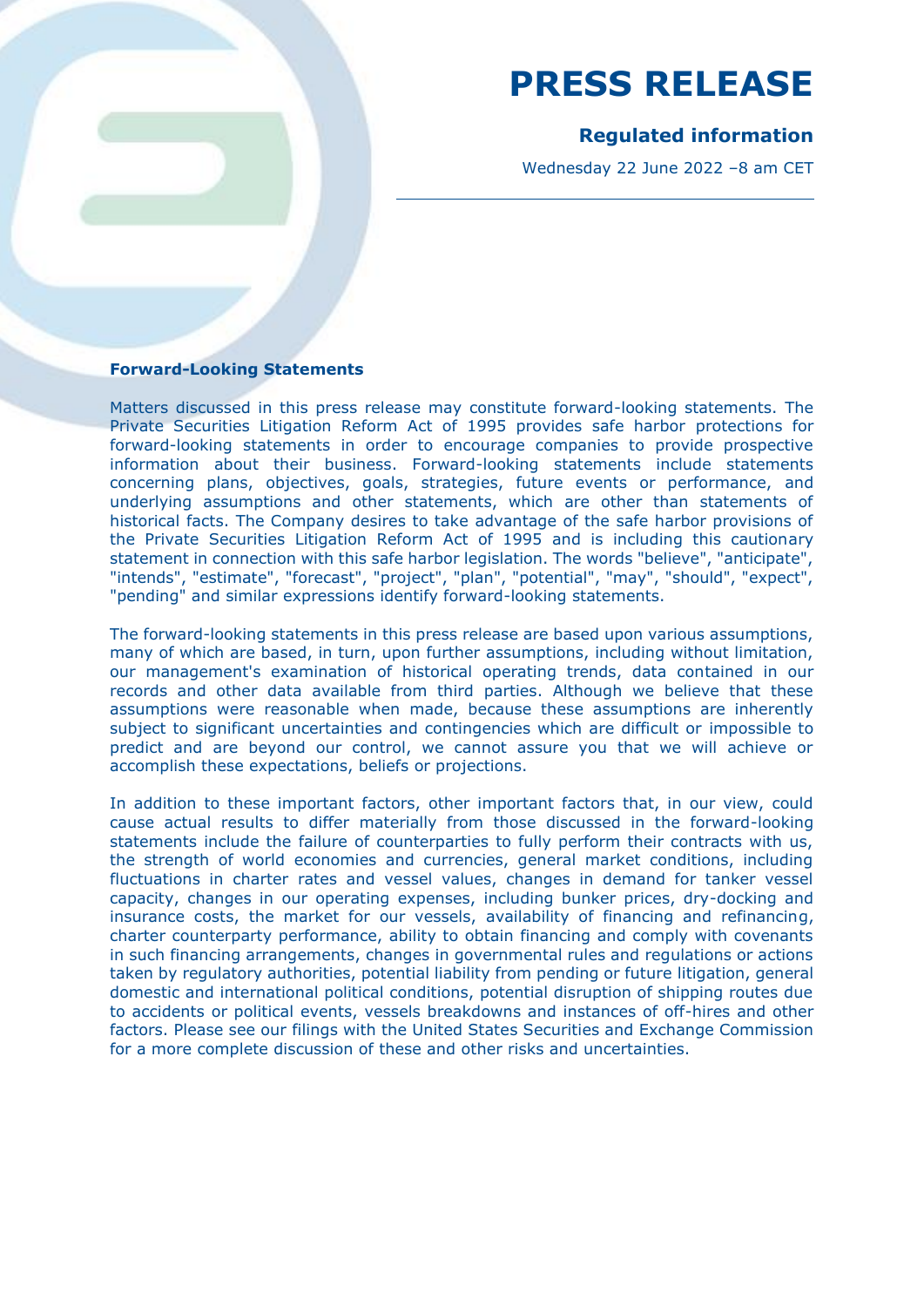# PRESS RELEASE

**Regulated information**

Wednesday 22 June 2022 –8 am CET

**Forward-Looking Statements**

Matters discussed in this press release may constitute forward-looking statements. The Private Securities Litigation Reform Act of 1995 provides safe harbor protections for forward-looking statements in order to encourage companies to provide prospective information about their business. Forward-looking statements include statements concerning plans, objectives, goals, strategies, future events or performance, and underlying assumptions and other statements, which are other than statements of historical facts. The Company desires to take advantage of the safe harbor provisions of the Private Securities Litigation Reform Act of 1995 and is including this cautionary statement in connection with this safe harbor legislation. The words "believe", "anticipate", "intends", "estimate", "forecast", "project", "plan", "potential", "may", "should", "expect", "pending" and similar expressions identify forward-looking statements.

The forward-looking statements in this press release are based upon various assumptions, many of which are based, in turn, upon further assumptions, including without limitation, our management's examination of historical operating trends, data contained in our records and other data available from third parties. Although we believe that these assumptions were reasonable when made, because these assumptions are inherently subject to significant uncertainties and contingencies which are difficult or impossible to predict and are beyond our control, we cannot assure you that we will achieve or accomplish these expectations, beliefs or projections.

In addition to these important factors, other important factors that, in our view, could cause actual results to differ materially from those discussed in the forward-looking statements include the failure of counterparties to fully perform their contracts with us, the strength of world economies and currencies, general market conditions, including fluctuations in charter rates and vessel values, changes in demand for tanker vessel capacity, changes in our operating expenses, including bunker prices, dry-docking and insurance costs, the market for our vessels, availability of financing and refinancing, charter counterparty performance, ability to obtain financing and comply with covenants in such financing arrangements, changes in governmental rules and regulations or actions taken by regulatory authorities, potential liability from pending or future litigation, general domestic and international political conditions, potential disruption of shipping routes due to accidents or political events, vessels breakdowns and instances of off-hires and other factors. Please see our filings with the United States Securities and Exchange Commission for a more complete discussion of these and other risks and uncertainties.